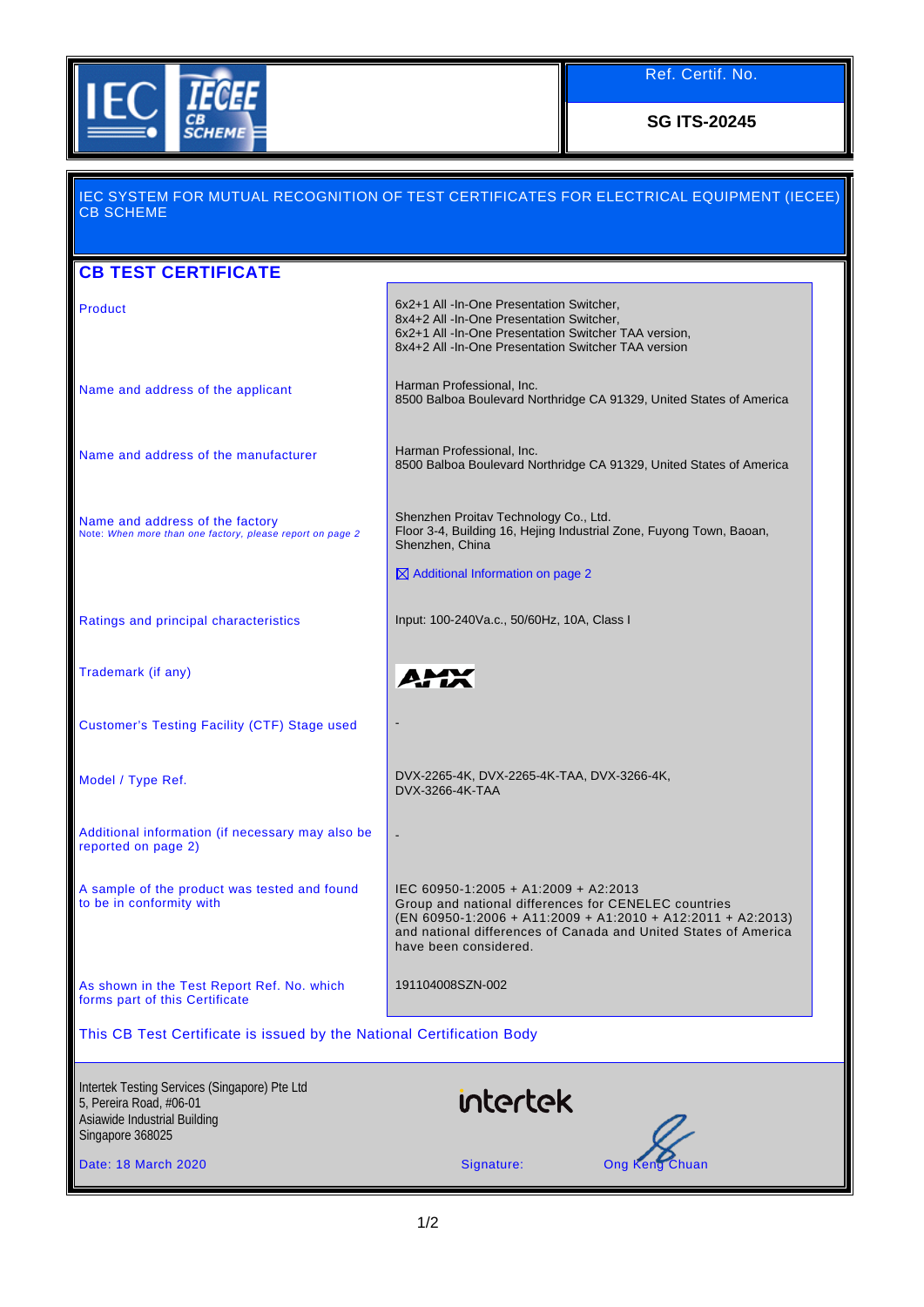IEC IECEE CB SCHEME

| Ref. Certif. No. |
| --- |
| **SG ITS-20245** |

IEC SYSTEM FOR MUTUAL RECOGNITION OF TEST CERTIFICATES FOR ELECTRICAL EQUIPMENT (IECEE) CB SCHEME

## CB TEST CERTIFICATE

| | |
| --- | --- |
| Product | 6x2+1 All -In-One Presentation Switcher,<br>8x4+2 All -In-One Presentation Switcher,<br>6x2+1 All -In-One Presentation Switcher TAA version,<br>8x4+2 All -In-One Presentation Switcher TAA version |
| Name and address of the applicant | Harman Professional, Inc.<br>8500 Balboa Boulevard Northridge CA 91329, United States of America |
| Name and address of the manufacturer | Harman Professional, Inc.<br>8500 Balboa Boulevard Northridge CA 91329, United States of America |
| Name and address of the factory<br>Note: *When more than one factory, please report on page 2* | Shenzhen Proitav Technology Co., Ltd.<br>Floor 3-4, Building 16, Hejing Industrial Zone, Fuyong Town, Baoan, Shenzhen, China<br><br>☒ Additional Information on page 2 |
| Ratings and principal characteristics | Input: 100-240Va.c., 50/60Hz, 10A, Class I |
| Trademark (if any) | AMX |
| Customer's Testing Facility (CTF) Stage used | - |
| Model / Type Ref. | DVX-2265-4K, DVX-2265-4K-TAA, DVX-3266-4K, DVX-3266-4K-TAA |
| Additional information (if necessary may also be reported on page 2) | - |
| A sample of the product was tested and found to be in conformity with | IEC 60950-1:2005 + A1:2009 + A2:2013<br>Group and national differences for CENELEC countries (EN 60950-1:2006 + A11:2009 + A1:2010 + A12:2011 + A2:2013) and national differences of Canada and United States of America have been considered. |
| As shown in the Test Report Ref. No. which forms part of this Certificate | 191104008SZN-002 |

This CB Test Certificate is issued by the National Certification Body

Intertek Testing Services (Singapore) Pte Ltd
5, Pereira Road, #06-01
Asiawide Industrial Building
Singapore 368025

intertek

Date: 18 March 2020

Signature: Ong Keng Chuan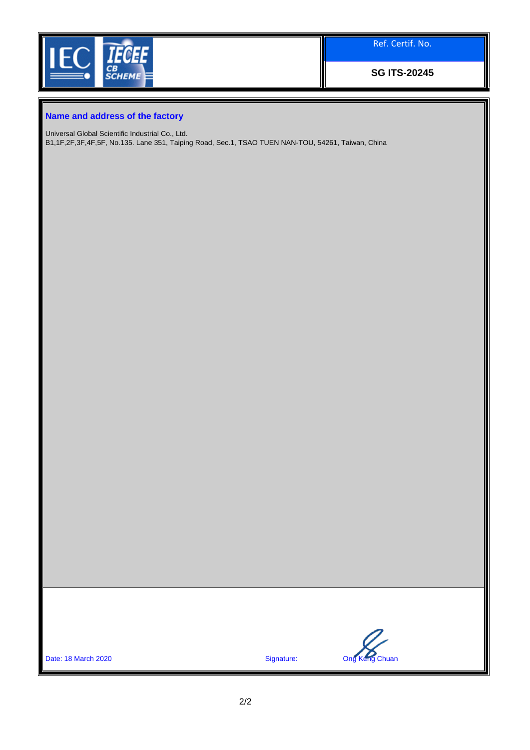IEC IECEE CB SCHEME

Ref. Certif. No.

**SG ITS-20245**

## Name and address of the factory

Universal Global Scientific Industrial Co., Ltd.
B1,1F,2F,3F,4F,5F, No.135. Lane 351, Taiping Road, Sec.1, TSAO TUEN NAN-TOU, 54261, Taiwan, China

Date: 18 March 2020

Signature: Ong Keng Chuan